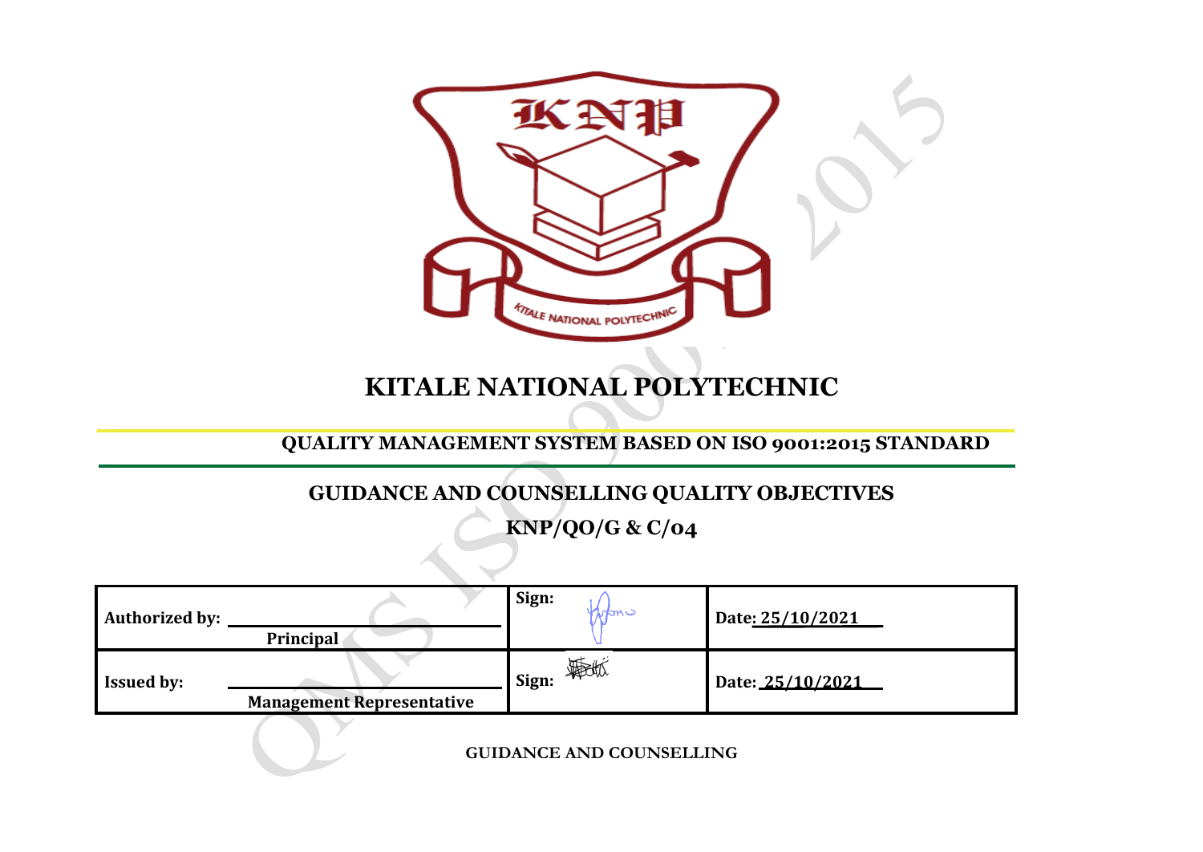# KITALE NATIONAL POLYTECHNIC

## QUALITY MANAGEMENT SYSTEM BASED ON ISO 9001:2015 STANDARD

## GUIDANCE AND COUNSELLING QUALITY OBJECTIVES

## KNP/QO/G & C/04

| | | |
|---|---|---|
| **Authorized by:** ______________ **Principal** | **Sign:** | **Date: 25/10/2021** |
| **Issued by:** ______________ **Management Representative** | **Sign:** | **Date: 25/10/2021** |

**GUIDANCE AND COUNSELLING**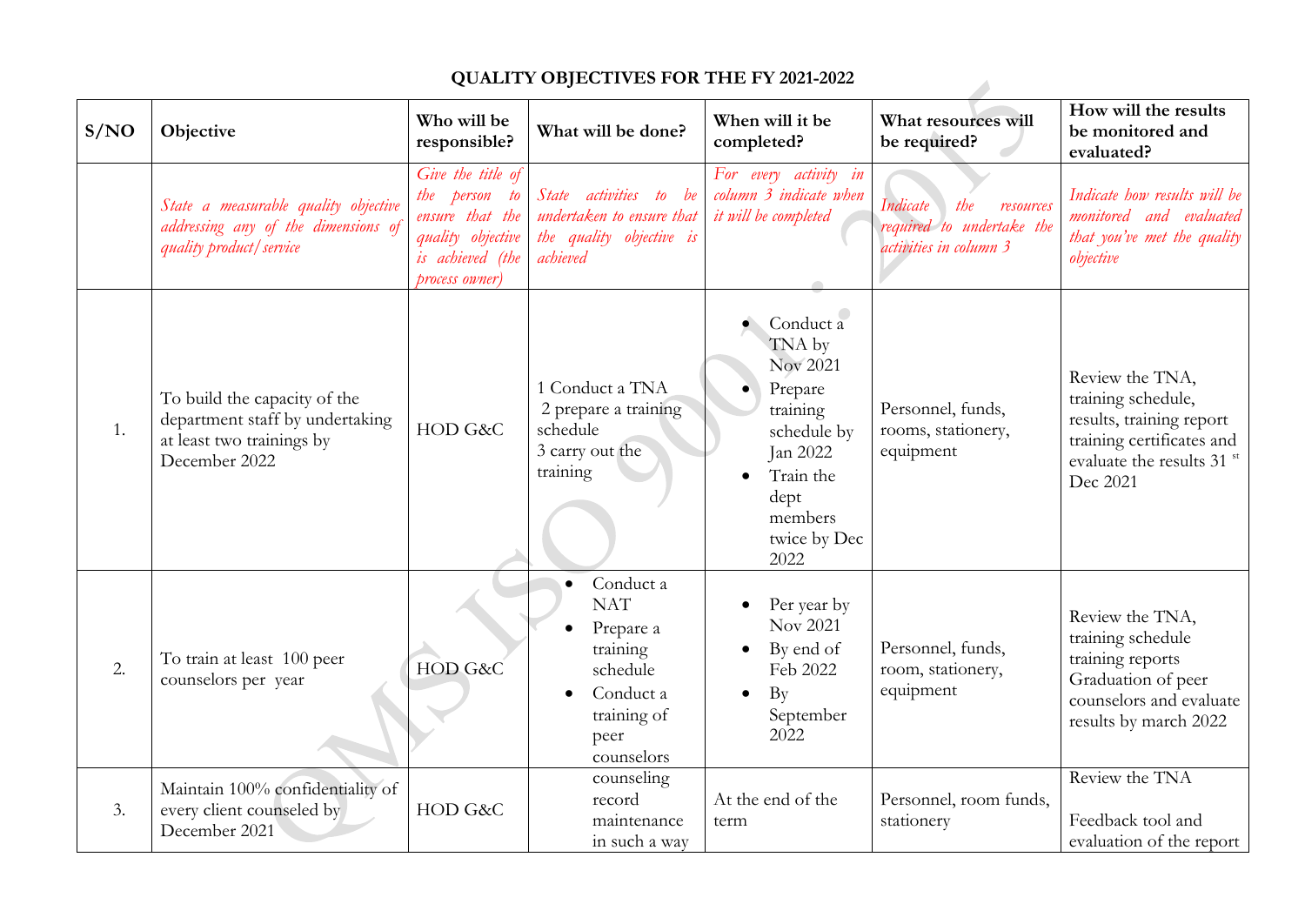## QUALITY OBJECTIVES FOR THE FY 2021-2022

| S/NO | Objective | Who will be responsible? | What will be done? | When will it be completed? | What resources will be required? | How will the results be monitored and evaluated? |
|---|---|---|---|---|---|---|
| | *State a measurable quality objective addressing any of the dimensions of quality product/service* | *Give the title of the person to ensure that the quality objective is achieved (the process owner)* | *State activities to be undertaken to ensure that the quality objective is achieved* | *For every activity in column 3 indicate when it will be completed* | *Indicate the resources required to undertake the activities in column 3* | *Indicate how results will be monitored and evaluated that you've met the quality objective* |
| 1. | To build the capacity of the department staff by undertaking at least two trainings by December 2022 | HOD G&C | 1 Conduct a TNA<br>2 prepare a training schedule<br>3 carry out the training | • Conduct a TNA by Nov 2021<br>• Prepare training schedule by Jan 2022<br>• Train the dept members twice by Dec 2022 | Personnel, funds, rooms, stationery, equipment | Review the TNA, training schedule, results, training report training certificates and evaluate the results 31 st Dec 2021 |
| 2. | To train at least 100 peer counselors per year | HOD G&C | • Conduct a NAT<br>• Prepare a training schedule<br>• Conduct a training of peer counselors | • Per year by Nov 2021<br>• By end of Feb 2022<br>• By September 2022 | Personnel, funds, room, stationery, equipment | Review the TNA, training schedule training reports Graduation of peer counselors and evaluate results by march 2022 |
| 3. | Maintain 100% confidentiality of every client counseled by December 2021 | HOD G&C | counseling record maintenance in such a way | At the end of the term | Personnel, room funds, stationery | Review the TNA<br><br>Feedback tool and evaluation of the report |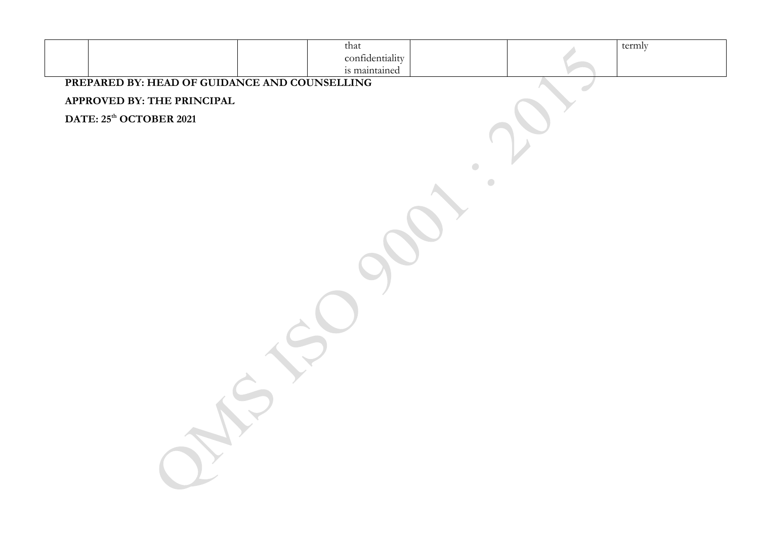| | | | | | | |
|---|---|---|---|---|---|---|
| | | | that confidentiality is maintained | | | termly |

**PREPARED BY: HEAD OF GUIDANCE AND COUNSELLING**

**APPROVED BY: THE PRINCIPAL**

**DATE: 25th OCTOBER 2021**